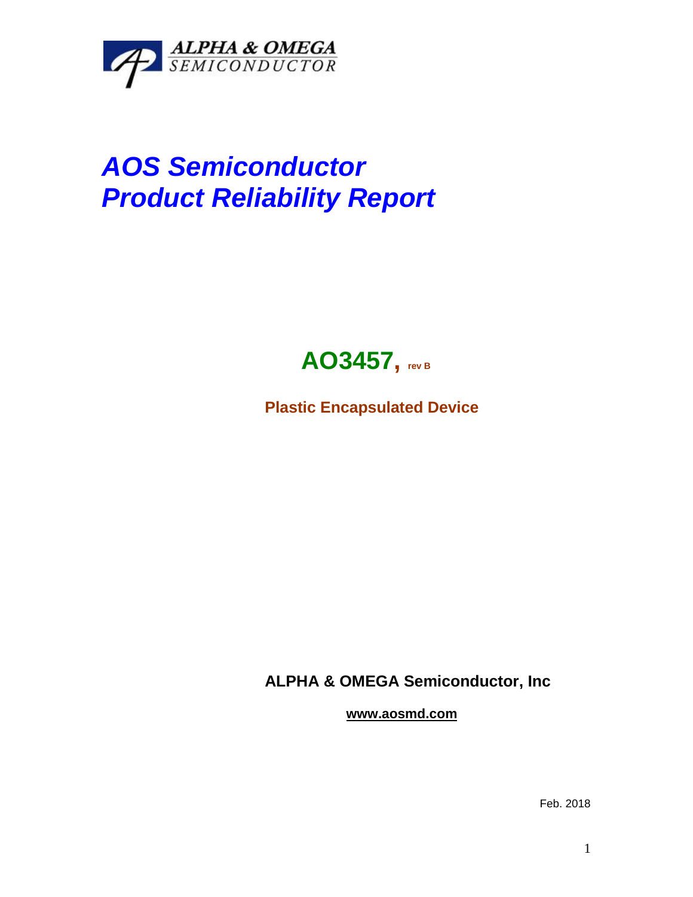ALPHA & OMEGA SEMICONDUCTOR

# *AOS Semiconductor Product Reliability Report*

## AO3457, rev B

**Plastic Encapsulated Device**

**ALPHA & OMEGA Semiconductor, Inc**

**www.aosmd.com**

Feb. 2018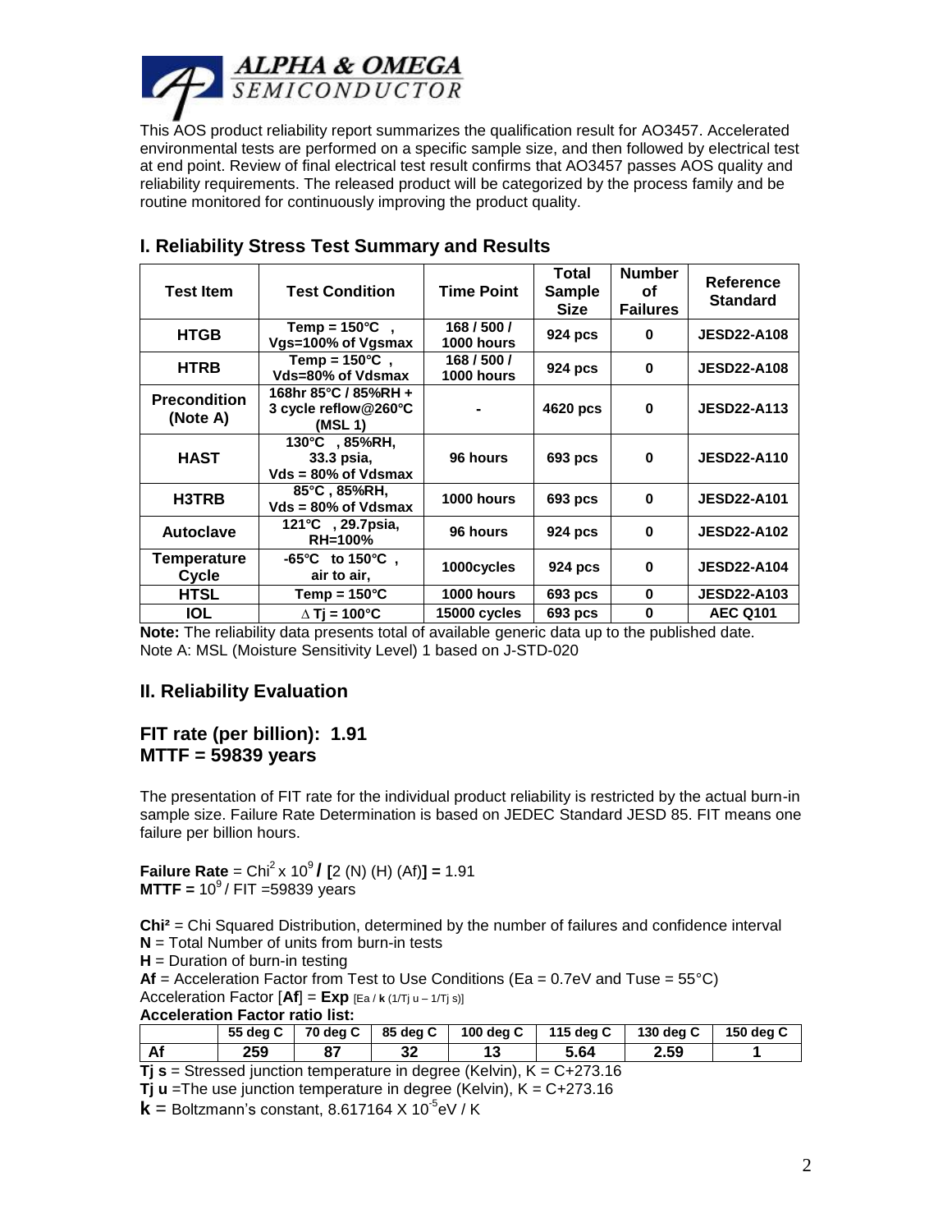**ALPHA & OMEGA SEMICONDUCTOR**

This AOS product reliability report summarizes the qualification result for AO3457. Accelerated environmental tests are performed on a specific sample size, and then followed by electrical test at end point. Review of final electrical test result confirms that AO3457 passes AOS quality and reliability requirements. The released product will be categorized by the process family and be routine monitored for continuously improving the product quality.

## I. Reliability Stress Test Summary and Results

| Test Item | Test Condition | Time Point | Total Sample Size | Number of Failures | Reference Standard |
|---|---|---|---|---|---|
| HTGB | Temp = 150°C , Vgs=100% of Vgsmax | 168 / 500 / 1000 hours | 924 pcs | 0 | JESD22-A108 |
| HTRB | Temp = 150°C , Vds=80% of Vdsmax | 168 / 500 / 1000 hours | 924 pcs | 0 | JESD22-A108 |
| Precondition (Note A) | 168hr 85°C / 85%RH + 3 cycle reflow@260°C (MSL 1) | - | 4620 pcs | 0 | JESD22-A113 |
| HAST | 130°C , 85%RH, 33.3 psia, Vds = 80% of Vdsmax | 96 hours | 693 pcs | 0 | JESD22-A110 |
| H3TRB | 85°C , 85%RH, Vds = 80% of Vdsmax | 1000 hours | 693 pcs | 0 | JESD22-A101 |
| Autoclave | 121°C , 29.7psia, RH=100% | 96 hours | 924 pcs | 0 | JESD22-A102 |
| Temperature Cycle | -65°C to 150°C , air to air, | 1000cycles | 924 pcs | 0 | JESD22-A104 |
| HTSL | Temp = 150°C | 1000 hours | 693 pcs | 0 | JESD22-A103 |
| IOL | $\Delta$ Tj = 100°C | 15000 cycles | 693 pcs | 0 | AEC Q101 |

**Note:** The reliability data presents total of available generic data up to the published date.
Note A: MSL (Moisture Sensitivity Level) 1 based on J-STD-020

## II. Reliability Evaluation

### FIT rate (per billion): 1.91
### MTTF = 59839 years

The presentation of FIT rate for the individual product reliability is restricted by the actual burn-in sample size. Failure Rate Determination is based on JEDEC Standard JESD 85. FIT means one failure per billion hours.

**Failure Rate** = $Chi^2 \times 10^9$ **/ [**2 (N) (H) (Af)**] =** 1.91
**MTTF =** $10^9$ / FIT =59839 years

**Chi²** = Chi Squared Distribution, determined by the number of failures and confidence interval
**N** = Total Number of units from burn-in tests
**H** = Duration of burn-in testing
**Af** = Acceleration Factor from Test to Use Conditions (Ea = 0.7eV and Tuse = 55°C)
Acceleration Factor [**Af**] = **Exp** [Ea / **k** (1/Tj u – 1/Tj s)]

**Acceleration Factor ratio list:**

| | 55 deg C | 70 deg C | 85 deg C | 100 deg C | 115 deg C | 130 deg C | 150 deg C |
|---|---|---|---|---|---|---|---|
| Af | 259 | 87 | 32 | 13 | 5.64 | 2.59 | 1 |

**Tj s** = Stressed junction temperature in degree (Kelvin), K = C+273.16
**Tj u** =The use junction temperature in degree (Kelvin), K = C+273.16
**k** = Boltzmann's constant, $8.617164 \times 10^{-5}$eV / K